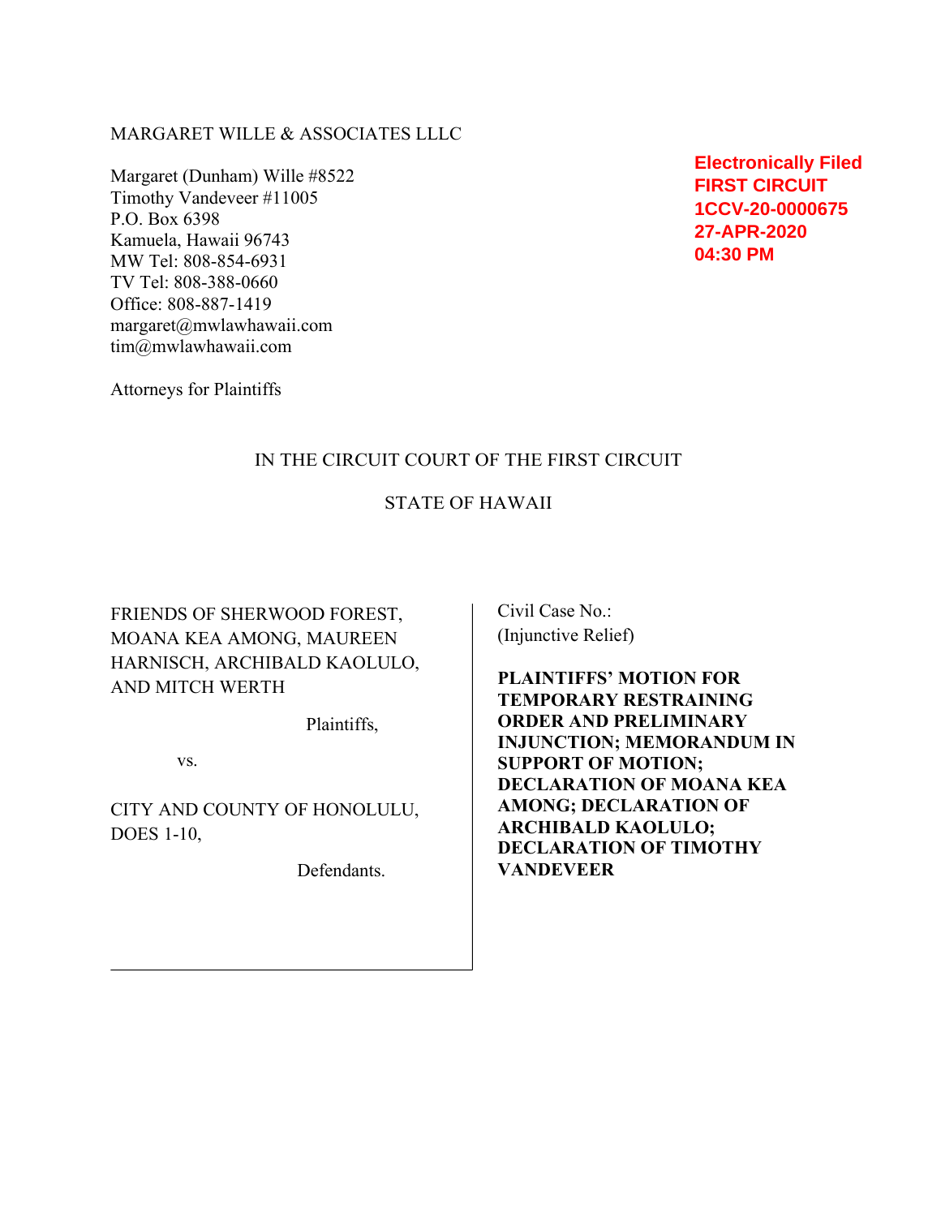MARGARET WILLE & ASSOCIATES LLLC

Margaret (Dunham) Wille #8522
Timothy Vandeveer #11005
P.O. Box 6398
Kamuela, Hawaii 96743
MW Tel: 808-854-6931
TV Tel: 808-388-0660
Office: 808-887-1419
margaret@mwlawhawaii.com
tim@mwlawhawaii.com

Attorneys for Plaintiffs

**Electronically Filed**
**FIRST CIRCUIT**
**1CCV-20-0000675**
**27-APR-2020**
**04:30 PM**

IN THE CIRCUIT COURT OF THE FIRST CIRCUIT

STATE OF HAWAII

FRIENDS OF SHERWOOD FOREST, MOANA KEA AMONG, MAUREEN HARNISCH, ARCHIBALD KAOLULO, AND MITCH WERTH

Plaintiffs,

vs.

CITY AND COUNTY OF HONOLULU, DOES 1-10,

Defendants.

Civil Case No.:
(Injunctive Relief)

**PLAINTIFFS' MOTION FOR TEMPORARY RESTRAINING ORDER AND PRELIMINARY INJUNCTION; MEMORANDUM IN SUPPORT OF MOTION; DECLARATION OF MOANA KEA AMONG; DECLARATION OF ARCHIBALD KAOLULO; DECLARATION OF TIMOTHY VANDEVEER**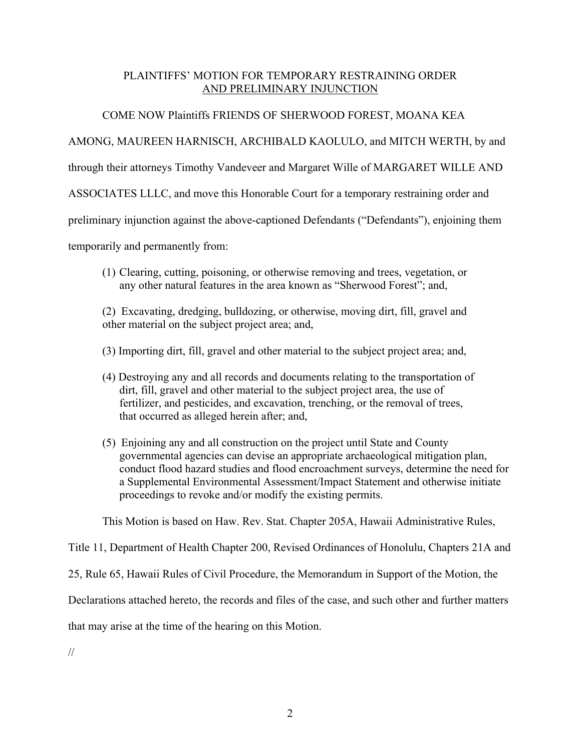PLAINTIFFS' MOTION FOR TEMPORARY RESTRAINING ORDER
AND PRELIMINARY INJUNCTION

COME NOW Plaintiffs FRIENDS OF SHERWOOD FOREST, MOANA KEA AMONG, MAUREEN HARNISCH, ARCHIBALD KAOLULO, and MITCH WERTH, by and through their attorneys Timothy Vandeveer and Margaret Wille of MARGARET WILLE AND ASSOCIATES LLLC, and move this Honorable Court for a temporary restraining order and preliminary injunction against the above-captioned Defendants ("Defendants"), enjoining them temporarily and permanently from:

(1) Clearing, cutting, poisoning, or otherwise removing and trees, vegetation, or any other natural features in the area known as "Sherwood Forest"; and,

(2) Excavating, dredging, bulldozing, or otherwise, moving dirt, fill, gravel and other material on the subject project area; and,

(3) Importing dirt, fill, gravel and other material to the subject project area; and,

(4) Destroying any and all records and documents relating to the transportation of dirt, fill, gravel and other material to the subject project area, the use of fertilizer, and pesticides, and excavation, trenching, or the removal of trees, that occurred as alleged herein after; and,

(5) Enjoining any and all construction on the project until State and County governmental agencies can devise an appropriate archaeological mitigation plan, conduct flood hazard studies and flood encroachment surveys, determine the need for a Supplemental Environmental Assessment/Impact Statement and otherwise initiate proceedings to revoke and/or modify the existing permits.

This Motion is based on Haw. Rev. Stat. Chapter 205A, Hawaii Administrative Rules, Title 11, Department of Health Chapter 200, Revised Ordinances of Honolulu, Chapters 21A and 25, Rule 65, Hawaii Rules of Civil Procedure, the Memorandum in Support of the Motion, the Declarations attached hereto, the records and files of the case, and such other and further matters that may arise at the time of the hearing on this Motion.

//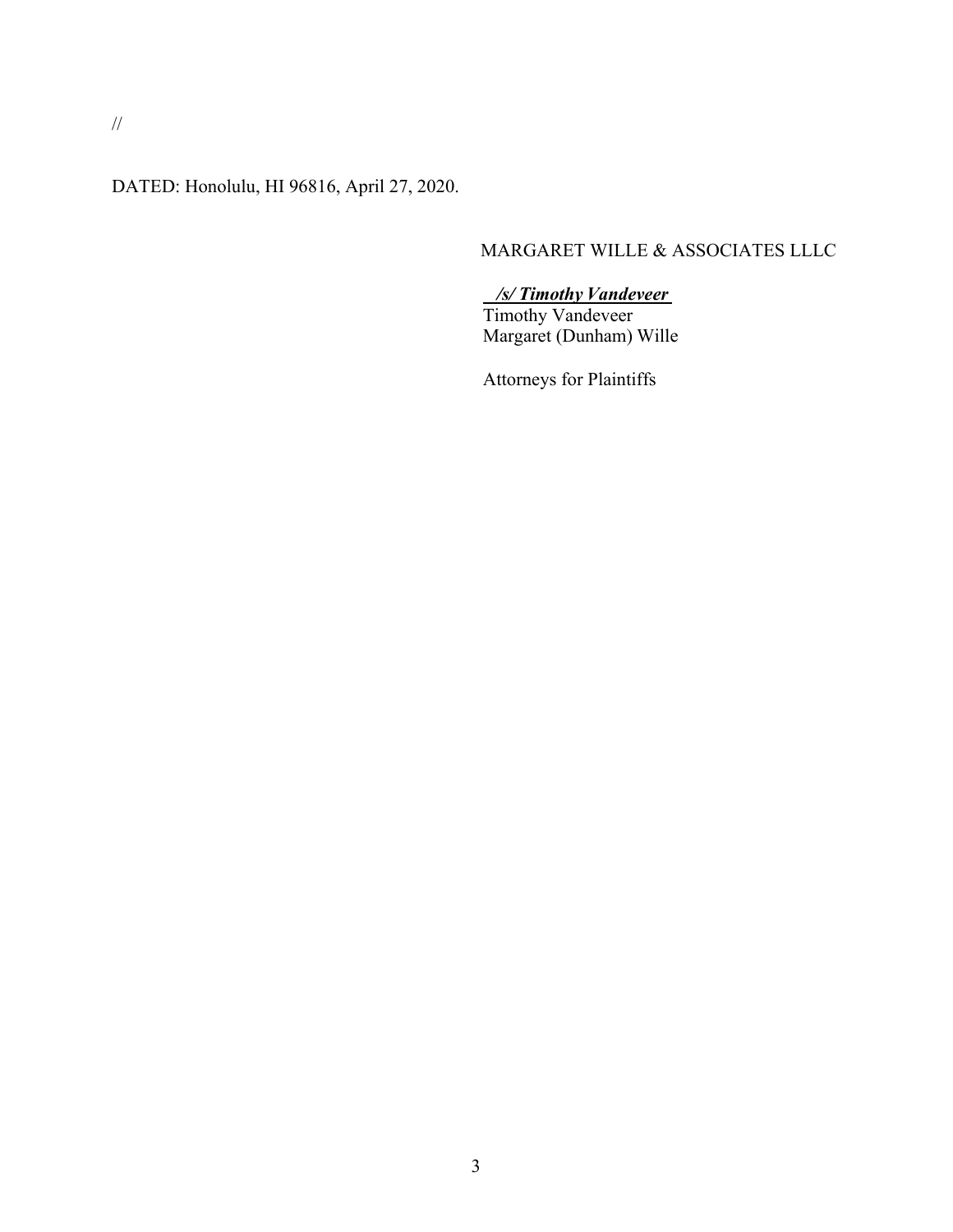//

DATED: Honolulu, HI 96816, April 27, 2020.

MARGARET WILLE & ASSOCIATES LLLC

***/s/ Timothy Vandeveer***

Timothy Vandeveer
Margaret (Dunham) Wille

Attorneys for Plaintiffs